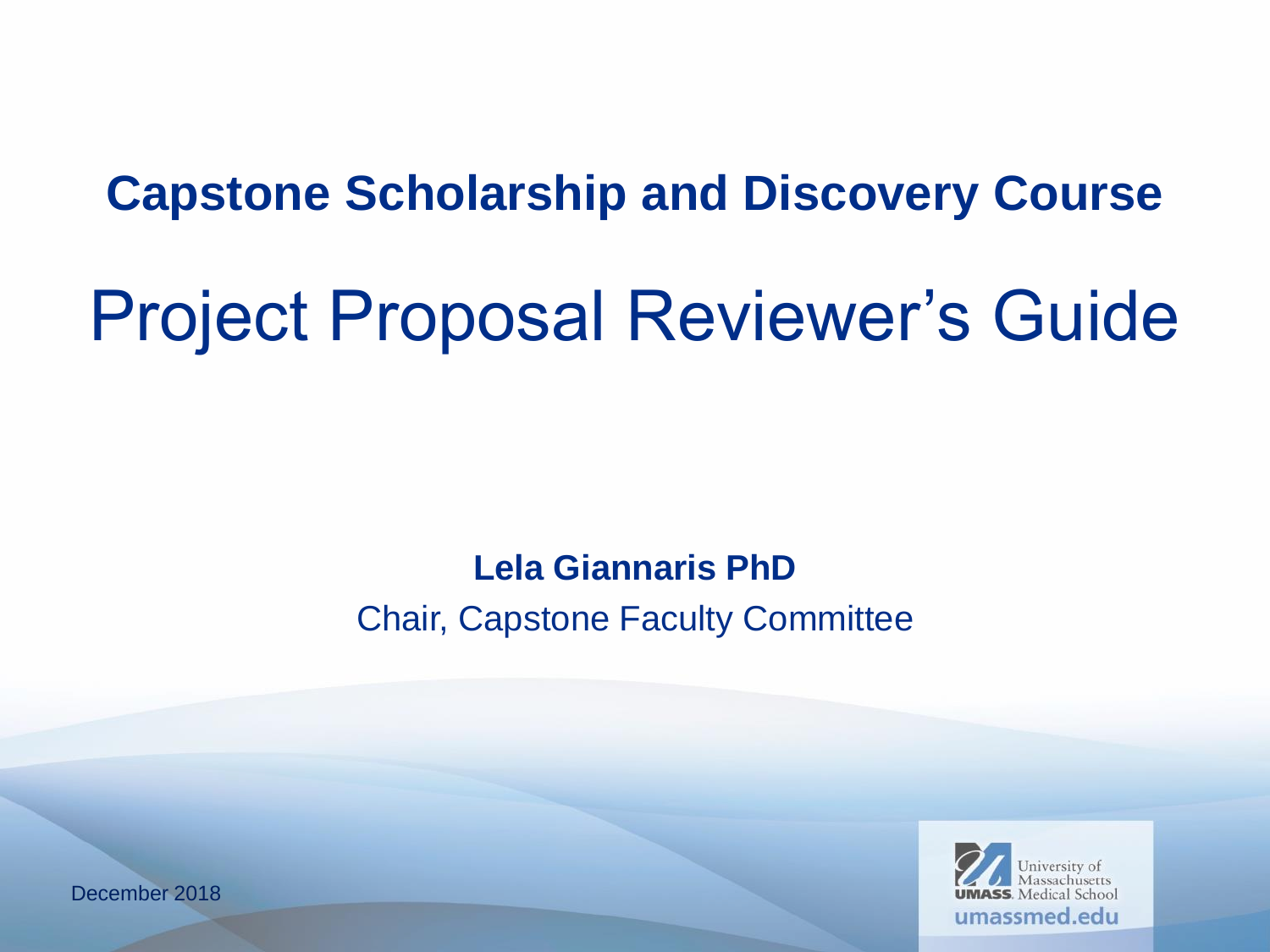## Capstone Scholarship and Discovery Course

# Project Proposal Reviewer's Guide

**Lela Giannaris PhD**

Chair, Capstone Faculty Committee

December 2018

University of Massachusetts
UMASS. Medical School
umassmed.edu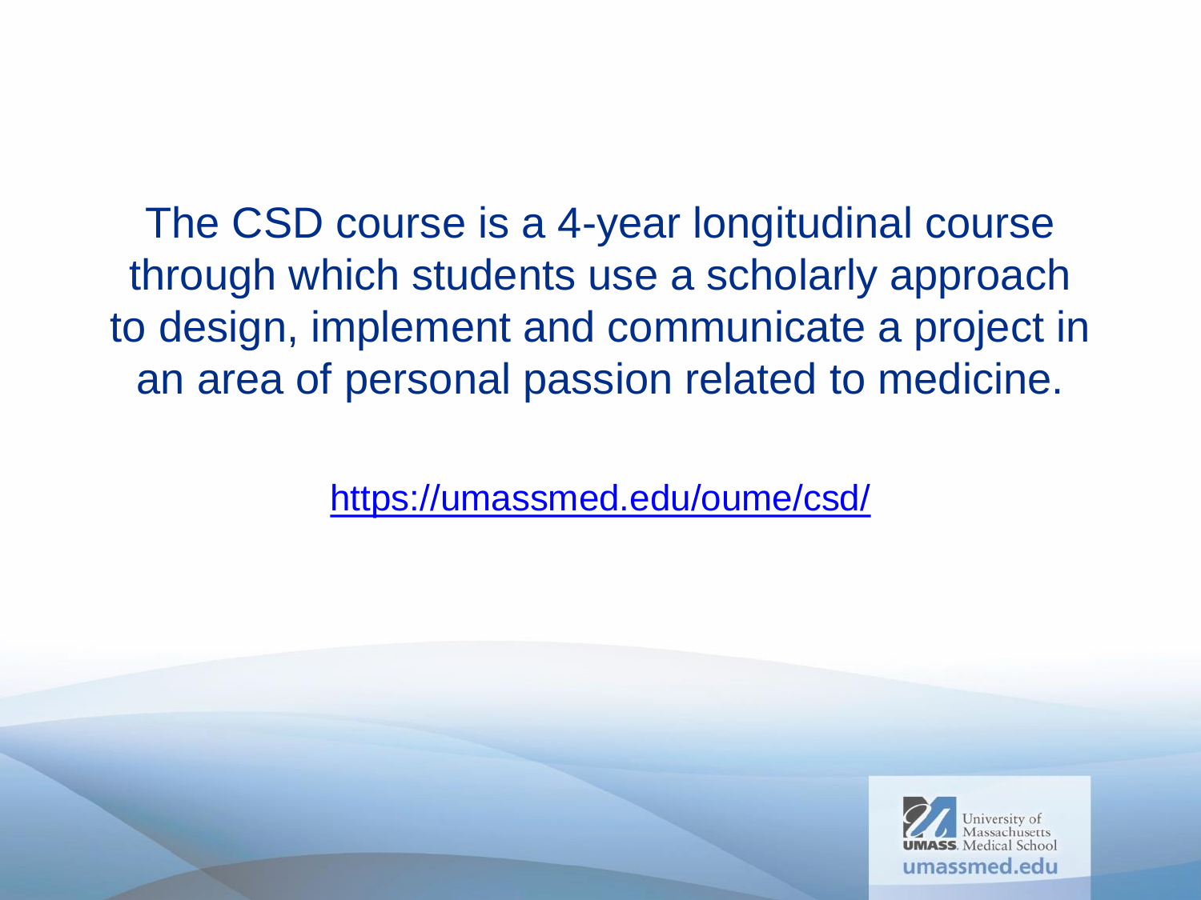The CSD course is a 4-year longitudinal course through which students use a scholarly approach to design, implement and communicate a project in an area of personal passion related to medicine.

https://umassmed.edu/oume/csd/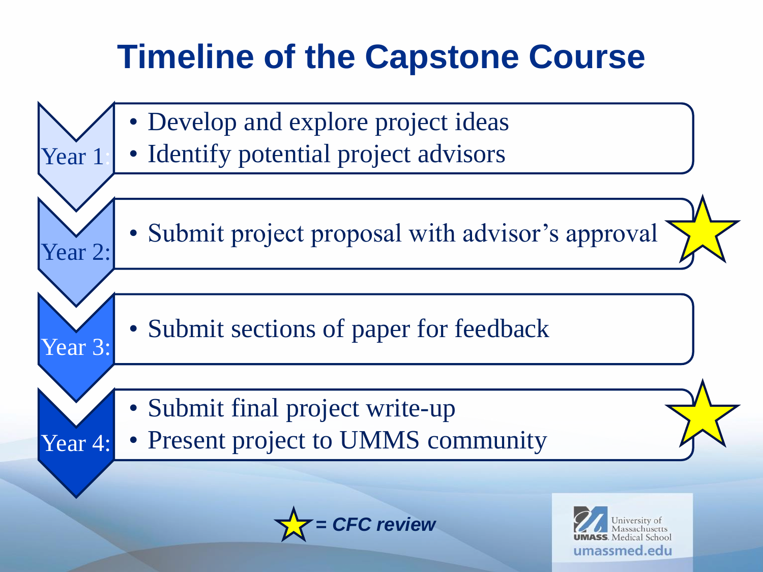# Timeline of the Capstone Course

**Year 1:**
- Develop and explore project ideas
- Identify potential project advisors

**Year 2:**
- Submit project proposal with advisor's approval ★

**Year 3:**
- Submit sections of paper for feedback

**Year 4:**
- Submit final project write-up
- Present project to UMMS community ★

★ ***= CFC review***

University of Massachusetts UMASS Medical School
umassmed.edu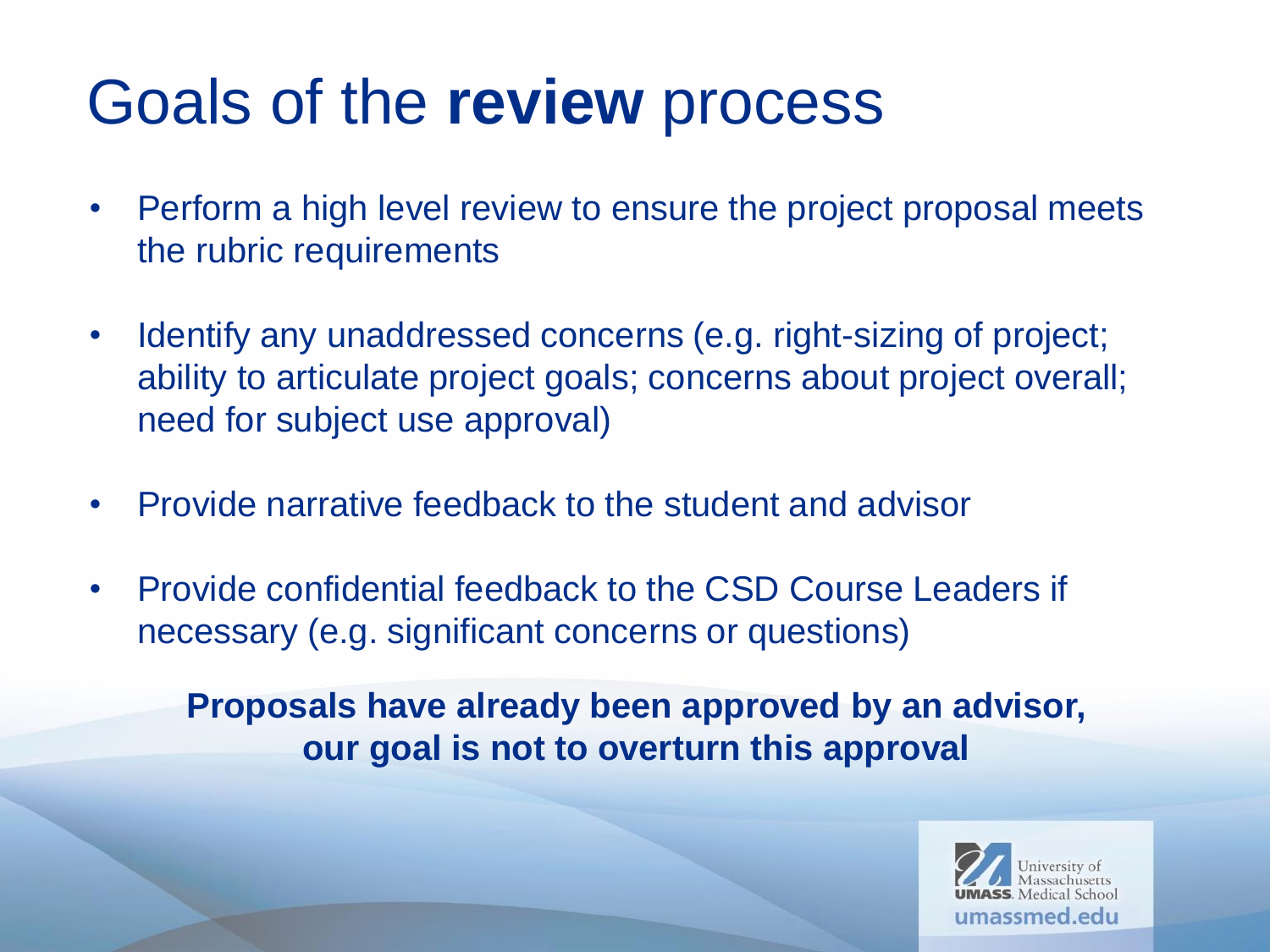# Goals of the **review** process

- Perform a high level review to ensure the project proposal meets the rubric requirements
- Identify any unaddressed concerns (e.g. right-sizing of project; ability to articulate project goals; concerns about project overall; need for subject use approval)
- Provide narrative feedback to the student and advisor
- Provide confidential feedback to the CSD Course Leaders if necessary (e.g. significant concerns or questions)

**Proposals have already been approved by an advisor, our goal is not to overturn this approval**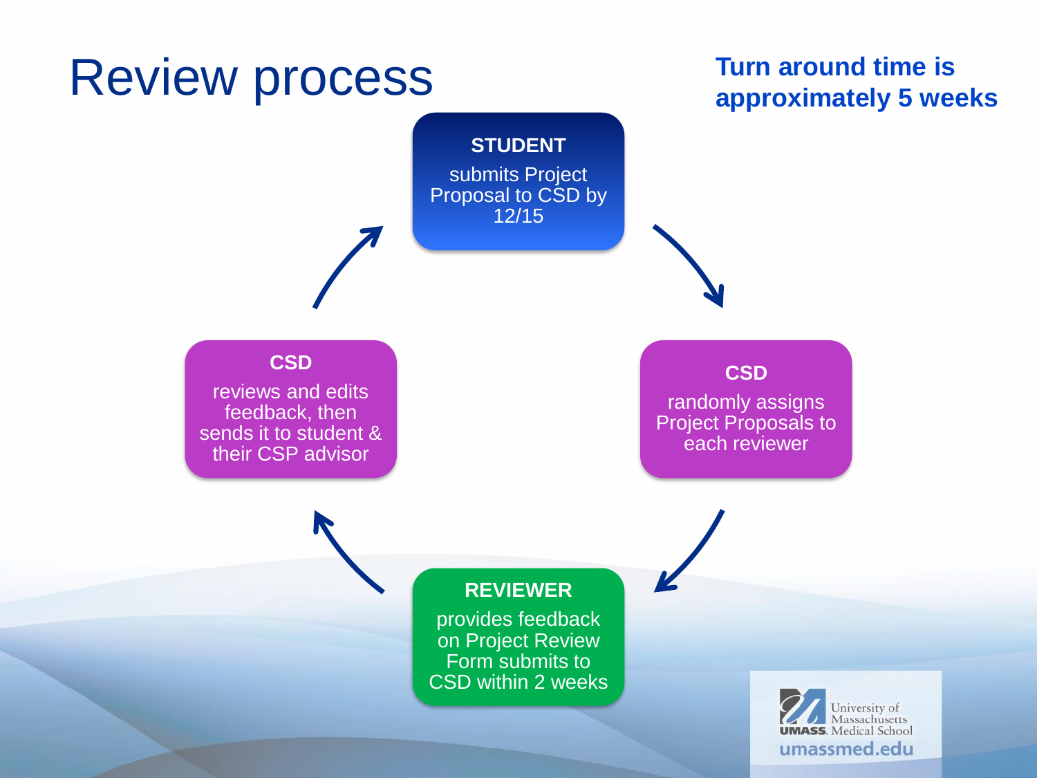# Review process

**Turn around time is approximately 5 weeks**

**STUDENT**
submits Project Proposal to CSD by 12/15

**CSD**
randomly assigns Project Proposals to each reviewer

**REVIEWER**
provides feedback on Project Review Form submits to CSD within 2 weeks

**CSD**
reviews and edits feedback, then sends it to student & their CSP advisor

University of Massachusetts UMASS. Medical School
umassmed.edu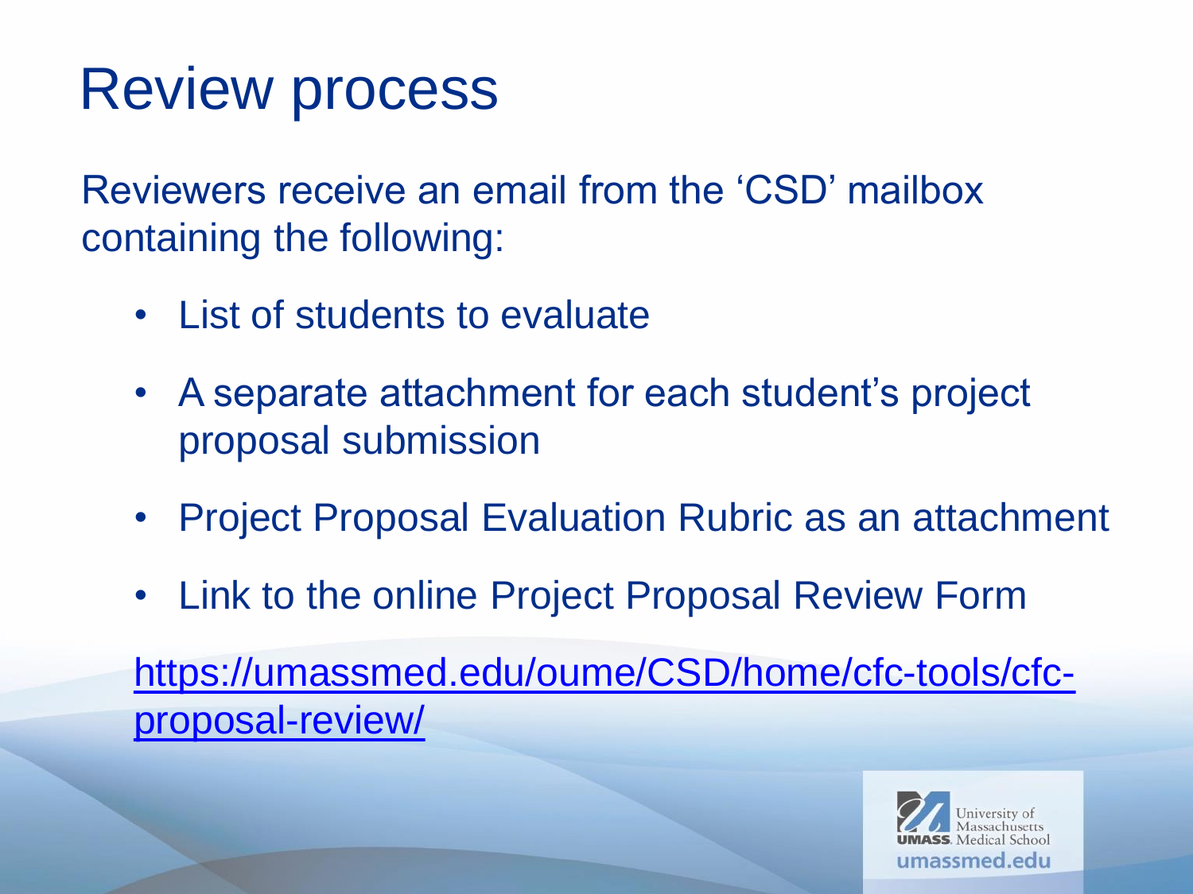# Review process

Reviewers receive an email from the 'CSD' mailbox containing the following:

- List of students to evaluate
- A separate attachment for each student's project proposal submission
- Project Proposal Evaluation Rubric as an attachment
- Link to the online Project Proposal Review Form

[https://umassmed.edu/oume/CSD/home/cfc-tools/cfc-proposal-review/](https://umassmed.edu/oume/CSD/home/cfc-tools/cfc-proposal-review/)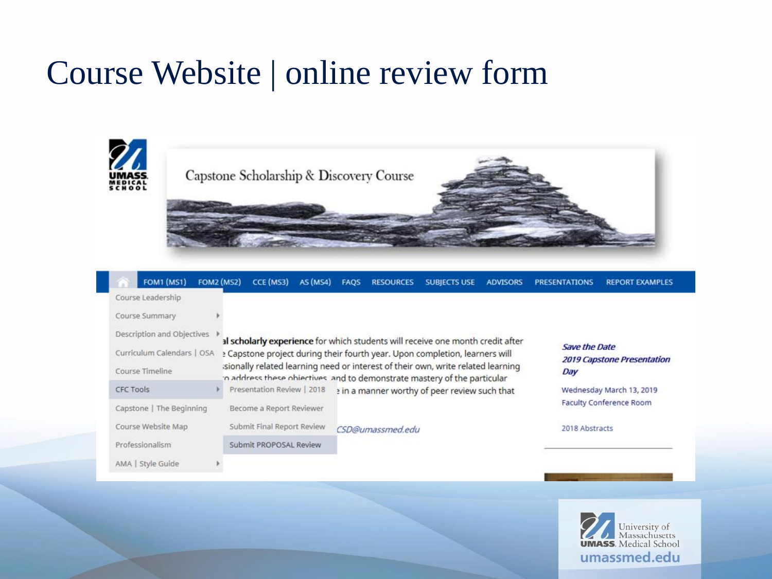# Course Website | online review form

Capstone Scholarship & Discovery Course

FOM1 (MS1) FOM2 (MS2) CCE (MS3) AS (MS4) FAQS RESOURCES SUBJECTS USE ADVISORS PRESENTATIONS REPORT EXAMPLES

- Course Leadership
- Course Summary
- Description and Objectives
- Curriculum Calendars | OSA
- Course Timeline
- CFC Tools
  - Presentation Review | 2018
  - Become a Report Reviewer
  - Submit Final Report Review
  - Submit PROPOSAL Review
- Capstone | The Beginning
- Course Website Map
- Professionalism
- AMA | Style Guide

al **scholarly experience** for which students will receive one month credit after e Capstone project during their fourth year. Upon completion, learners will sionally related learning need or interest of their own, write related learning o address these objectives and to demonstrate mastery of the particular e in a manner worthy of peer review such that

*CSD@umassmed.edu*

***Save the Date***
***2019 Capstone Presentation Day***

Wednesday March 13, 2019
Faculty Conference Room

2018 Abstracts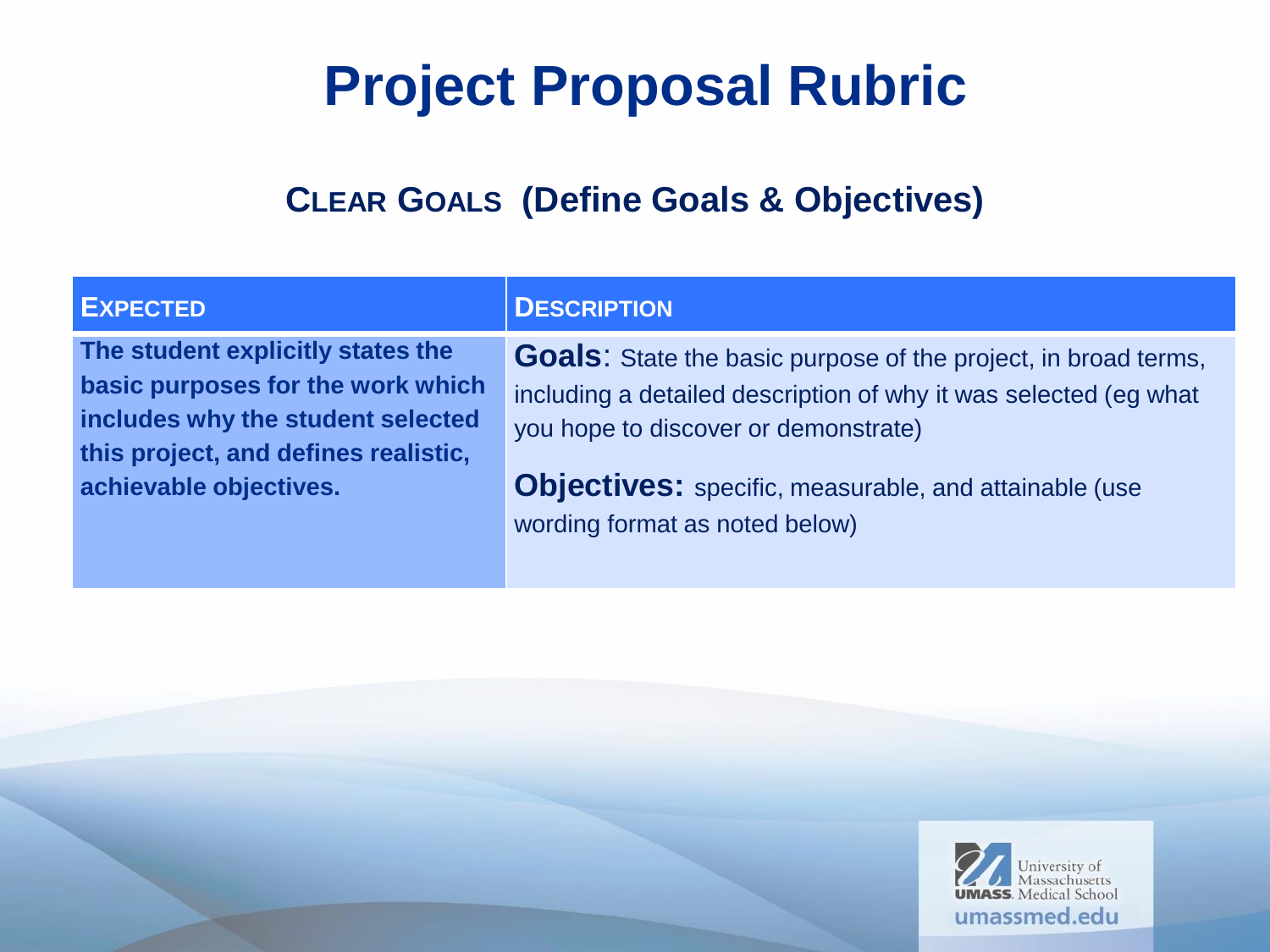# Project Proposal Rubric

## CLEAR GOALS (Define Goals & Objectives)

| EXPECTED | DESCRIPTION |
|---|---|
| **The student explicitly states the basic purposes for the work which includes why the student selected this project, and defines realistic, achievable objectives.** | **Goals**: State the basic purpose of the project, in broad terms, including a detailed description of why it was selected (eg what you hope to discover or demonstrate)<br><br>**Objectives:** specific, measurable, and attainable (use wording format as noted below) |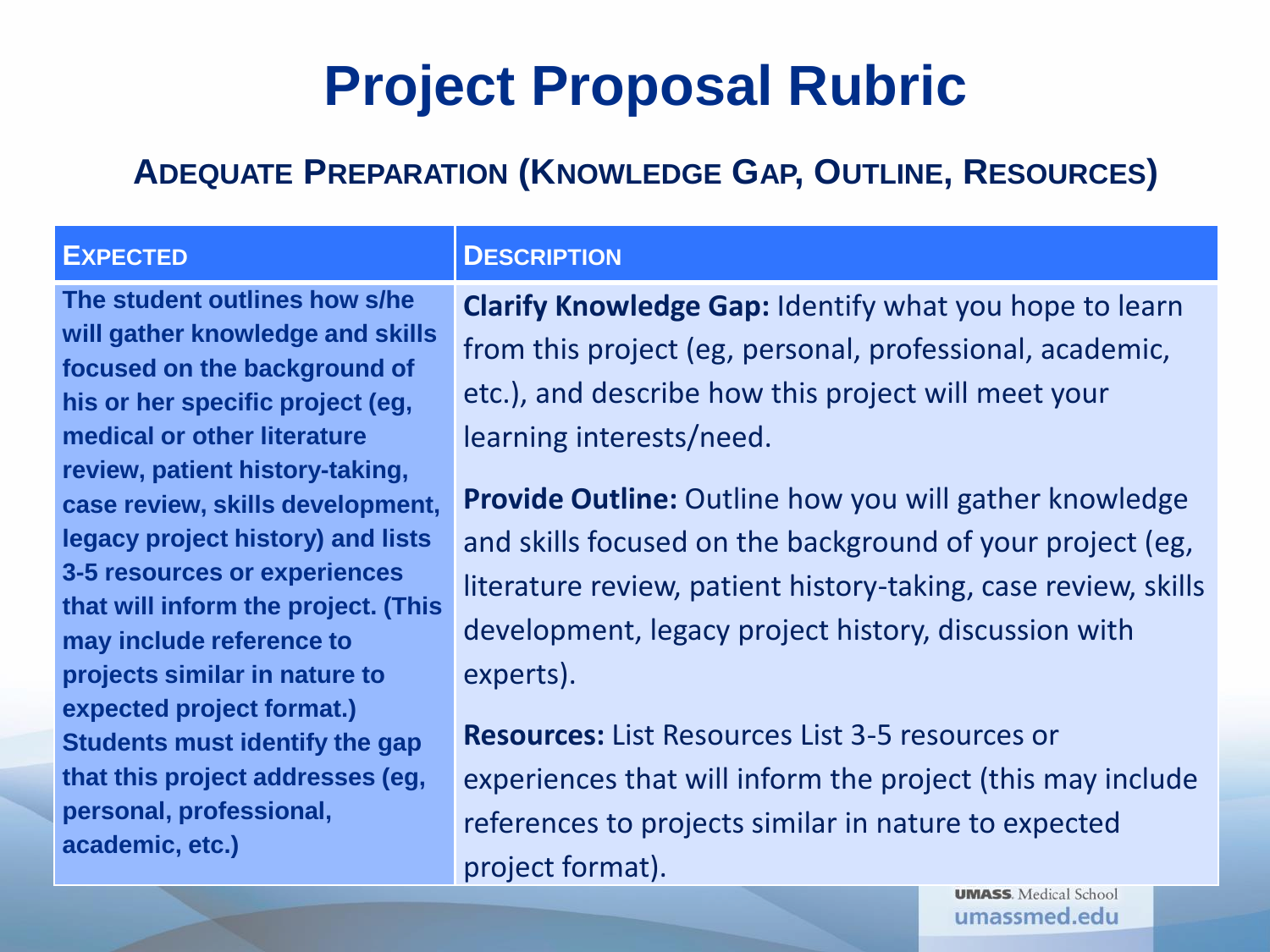# Project Proposal Rubric

## Adequate Preparation (Knowledge Gap, Outline, Resources)

| Expected | Description |
|---|---|
| **The student outlines how s/he will gather knowledge and skills focused on the background of his or her specific project (eg, medical or other literature review, patient history-taking, case review, skills development, legacy project history) and lists 3-5 resources or experiences that will inform the project. (This may include reference to projects similar in nature to expected project format.) Students must identify the gap that this project addresses (eg, personal, professional, academic, etc.)** | **Clarify Knowledge Gap:** Identify what you hope to learn from this project (eg, personal, professional, academic, etc.), and describe how this project will meet your learning interests/need.<br><br>**Provide Outline:** Outline how you will gather knowledge and skills focused on the background of your project (eg, literature review, patient history-taking, case review, skills development, legacy project history, discussion with experts).<br><br>**Resources:** List Resources List 3-5 resources or experiences that will inform the project (this may include references to projects similar in nature to expected project format). |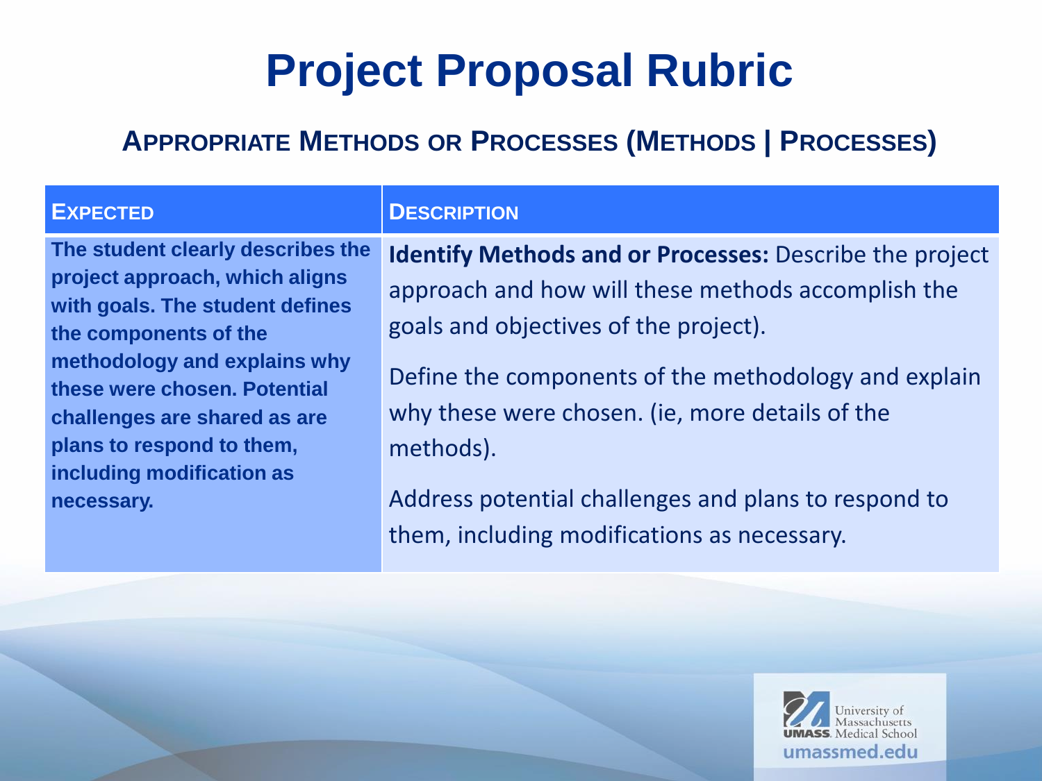# Project Proposal Rubric

## Appropriate Methods or Processes (Methods | Processes)

| Expected | Description |
|---|---|
| **The student clearly describes the project approach, which aligns with goals. The student defines the components of the methodology and explains why these were chosen. Potential challenges are shared as are plans to respond to them, including modification as necessary.** | **Identify Methods and or Processes:** Describe the project approach and how will these methods accomplish the goals and objectives of the project).<br><br>Define the components of the methodology and explain why these were chosen. (ie, more details of the methods).<br><br>Address potential challenges and plans to respond to them, including modifications as necessary. |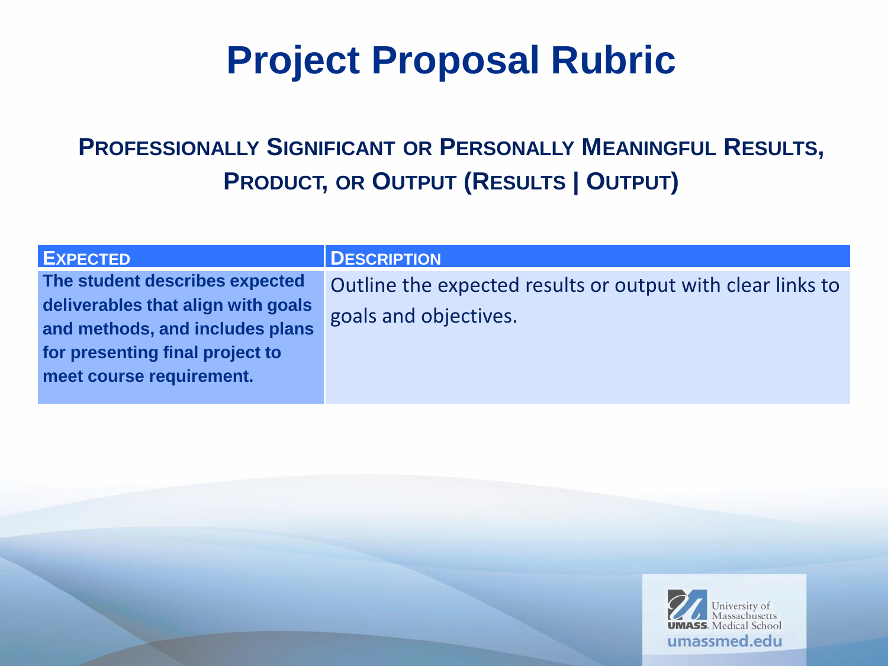# Project Proposal Rubric

## Professionally Significant or Personally Meaningful Results, Product, or Output (Results | Output)

| Expected | Description |
| --- | --- |
| **The student describes expected deliverables that align with goals and methods, and includes plans for presenting final project to meet course requirement.** | Outline the expected results or output with clear links to goals and objectives. |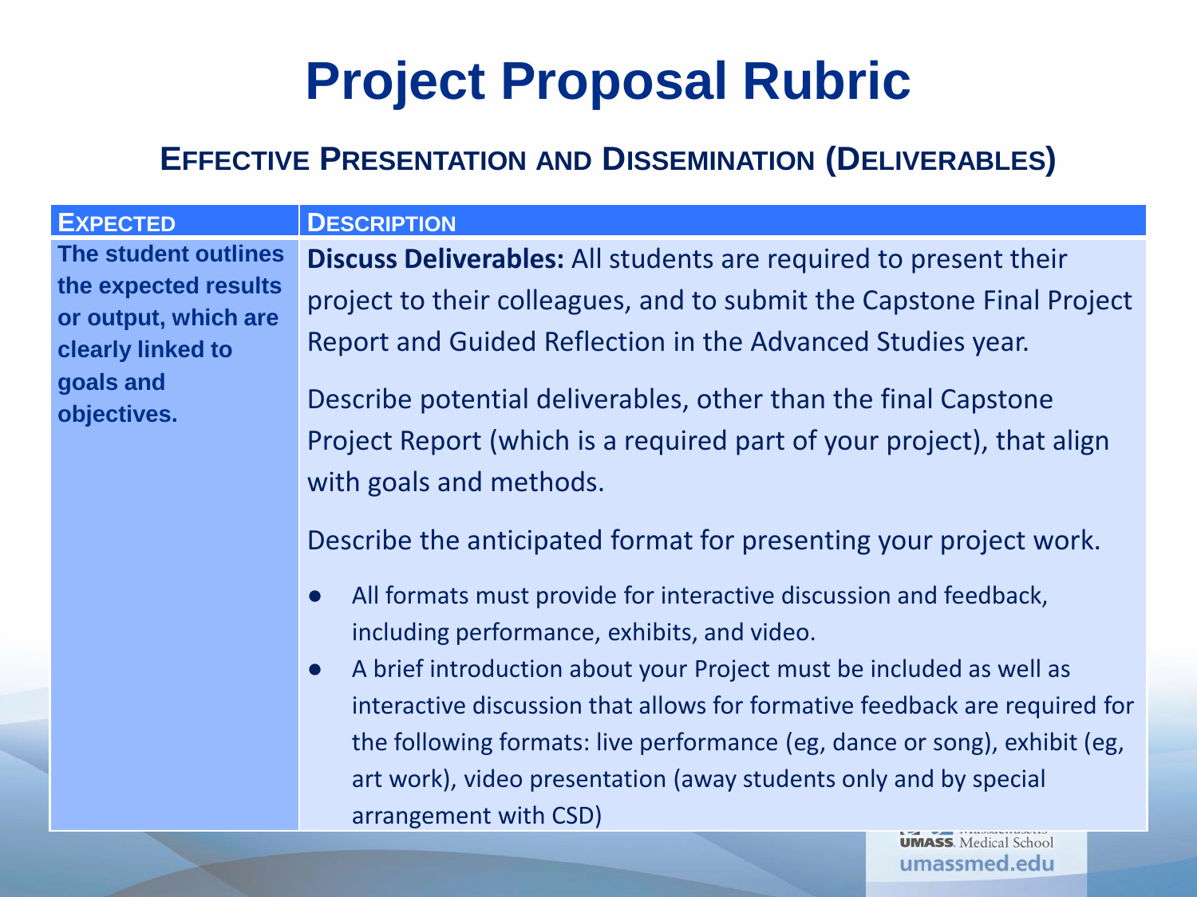# Project Proposal Rubric

## Effective Presentation and Dissemination (Deliverables)

| Expected | Description |
|---|---|
| **The student outlines the expected results or output, which are clearly linked to goals and objectives.** | **Discuss Deliverables:** All students are required to present their project to their colleagues, and to submit the Capstone Final Project Report and Guided Reflection in the Advanced Studies year.<br><br>Describe potential deliverables, other than the final Capstone Project Report (which is a required part of your project), that align with goals and methods.<br><br>Describe the anticipated format for presenting your project work.<br><br>• All formats must provide for interactive discussion and feedback, including performance, exhibits, and video.<br>• A brief introduction about your Project must be included as well as interactive discussion that allows for formative feedback are required for the following formats: live performance (eg, dance or song), exhibit (eg, art work), video presentation (away students only and by special arrangement with CSD) |

UMASS Medical School
umassmed.edu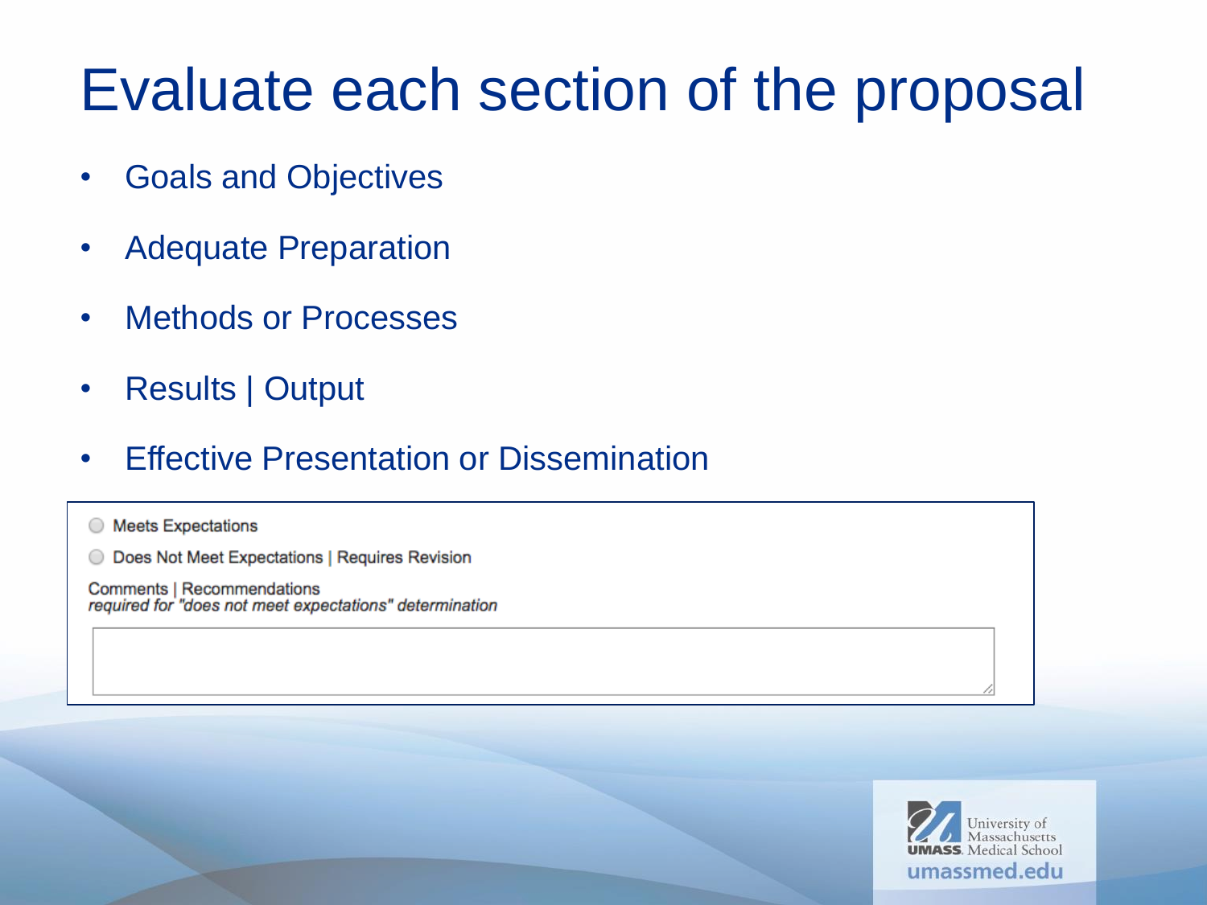# Evaluate each section of the proposal

- Goals and Objectives
- Adequate Preparation
- Methods or Processes
- Results | Output
- Effective Presentation or Dissemination

○ Meets Expectations

○ Does Not Meet Expectations | Requires Revision

Comments | Recommendations
*required for "does not meet expectations" determination*

University of Massachusetts
UMASS. Medical School
umassmed.edu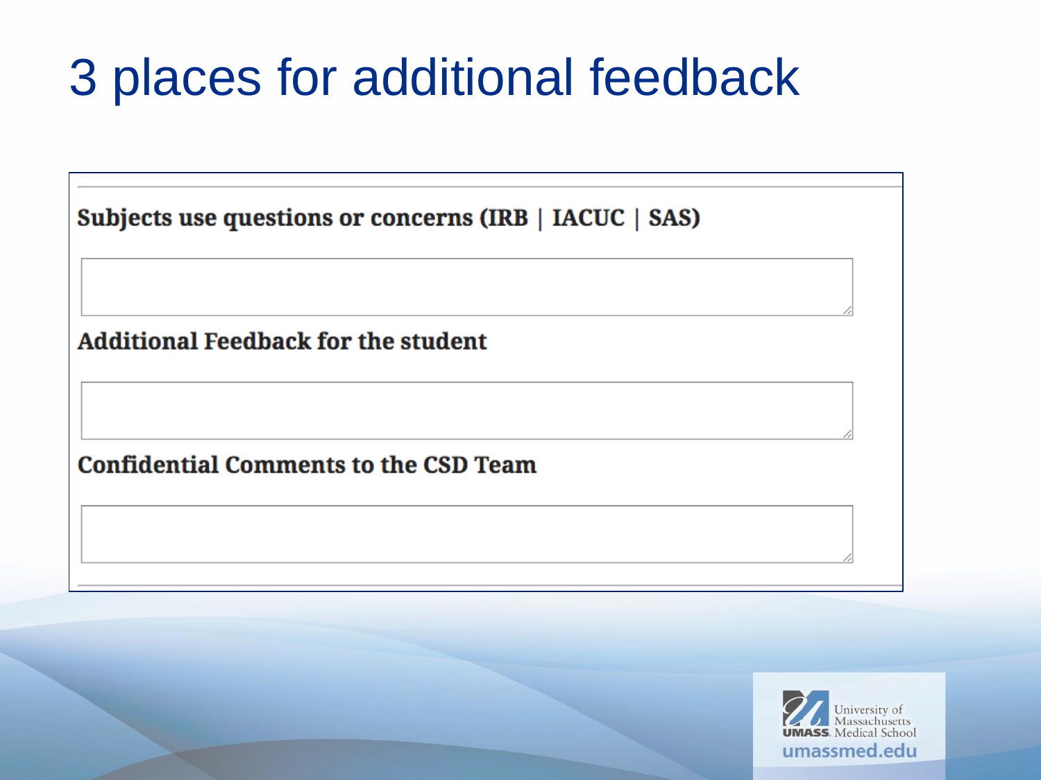# 3 places for additional feedback

**Subjects use questions or concerns (IRB | IACUC | SAS)**

**Additional Feedback for the student**

**Confidential Comments to the CSD Team**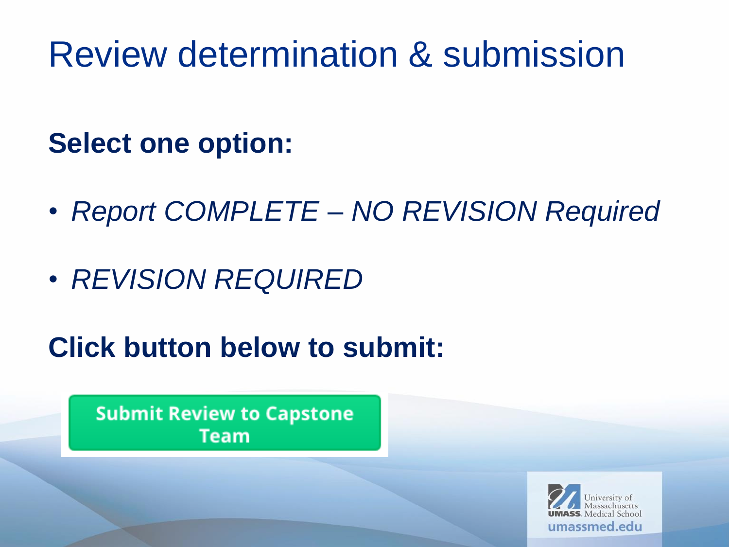# Review determination & submission

**Select one option:**

- *Report COMPLETE – NO REVISION Required*
- *REVISION REQUIRED*

**Click button below to submit:**

**Submit Review to Capstone Team**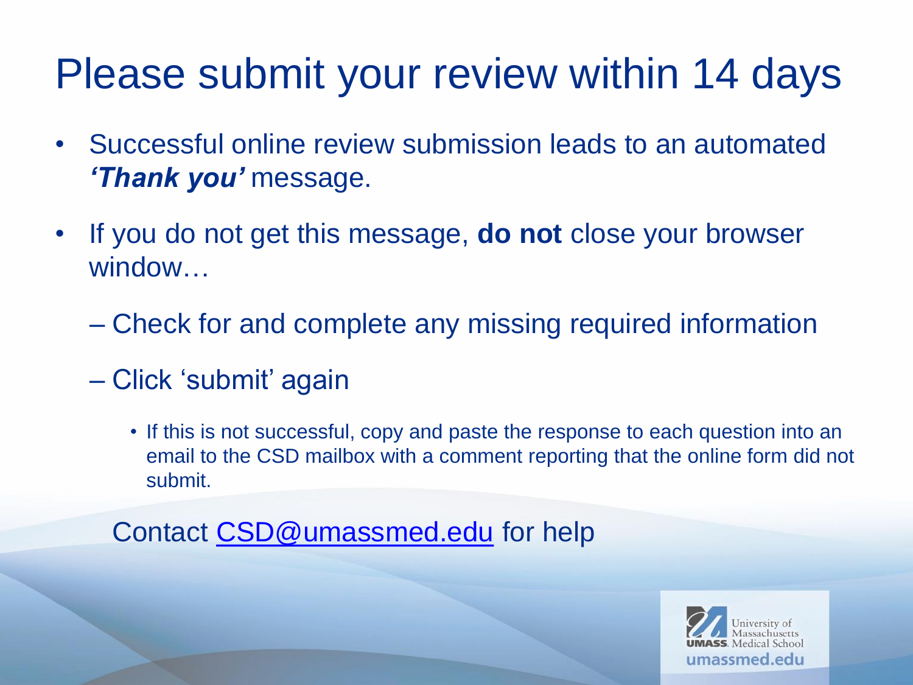# Please submit your review within 14 days

- Successful online review submission leads to an automated ***'Thank you'*** message.
- If you do not get this message, **do not** close your browser window…
  - Check for and complete any missing required information
  - Click 'submit' again
    - If this is not successful, copy and paste the response to each question into an email to the CSD mailbox with a comment reporting that the online form did not submit.

Contact CSD@umassmed.edu for help

University of Massachusetts
UMASS. Medical School
umassmed.edu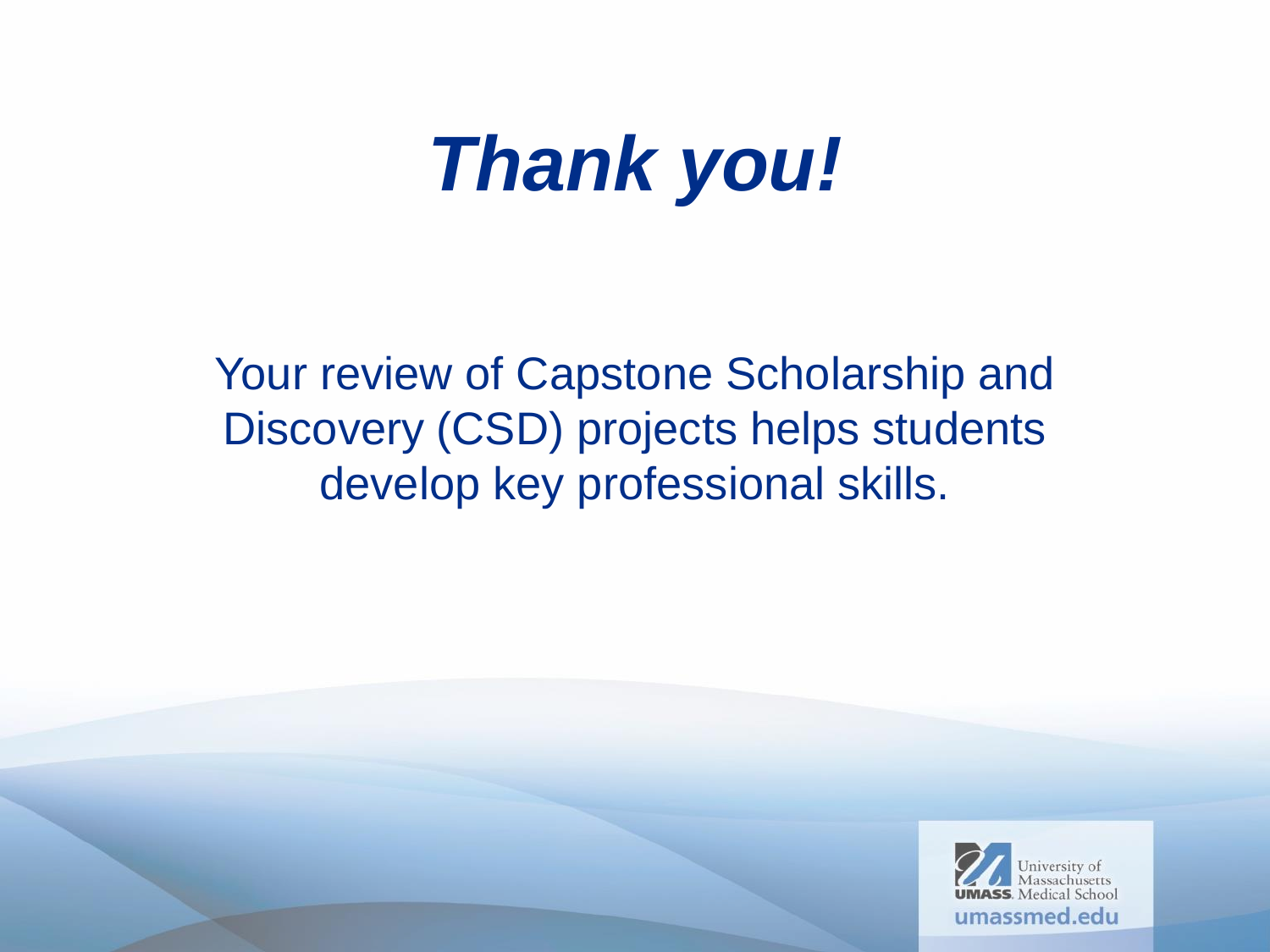# *Thank you!*

Your review of Capstone Scholarship and Discovery (CSD) projects helps students develop key professional skills.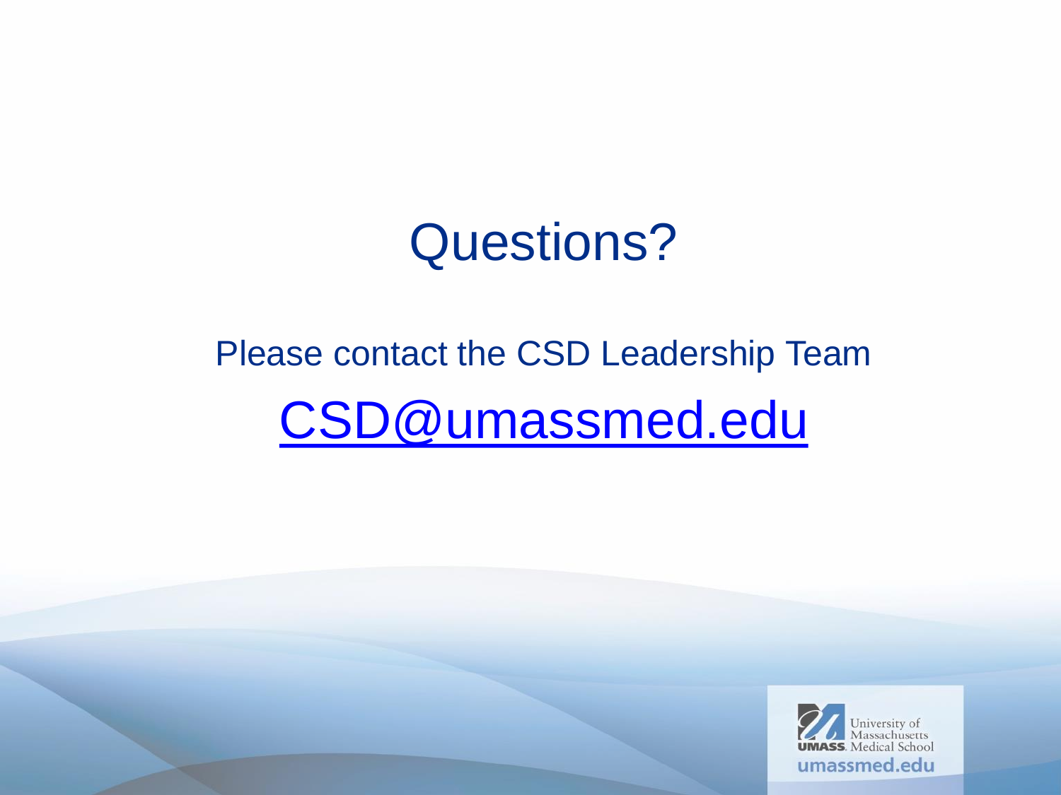# Questions?

Please contact the CSD Leadership Team

CSD@umassmed.edu